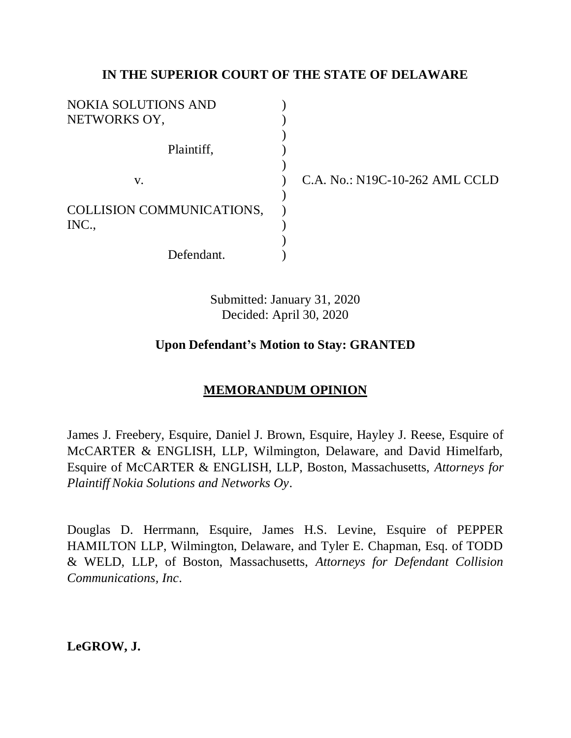**IN THE SUPERIOR COURT OF THE STATE OF DELAWARE**

NOKIA SOLUTIONS AND NETWORKS OY,

Plaintiff,

v.

COLLISION COMMUNICATIONS, INC.,

Defendant.

C.A. No.: N19C-10-262 AML CCLD

Submitted: January 31, 2020
Decided: April 30, 2020

**Upon Defendant's Motion to Stay: GRANTED**

**MEMORANDUM OPINION**

James J. Freebery, Esquire, Daniel J. Brown, Esquire, Hayley J. Reese, Esquire of McCARTER & ENGLISH, LLP, Wilmington, Delaware, and David Himelfarb, Esquire of McCARTER & ENGLISH, LLP, Boston, Massachusetts, *Attorneys for Plaintiff Nokia Solutions and Networks Oy*.

Douglas D. Herrmann, Esquire, James H.S. Levine, Esquire of PEPPER HAMILTON LLP, Wilmington, Delaware, and Tyler E. Chapman, Esq. of TODD & WELD, LLP, of Boston, Massachusetts, *Attorneys for Defendant Collision Communications, Inc*.

**LeGROW, J.**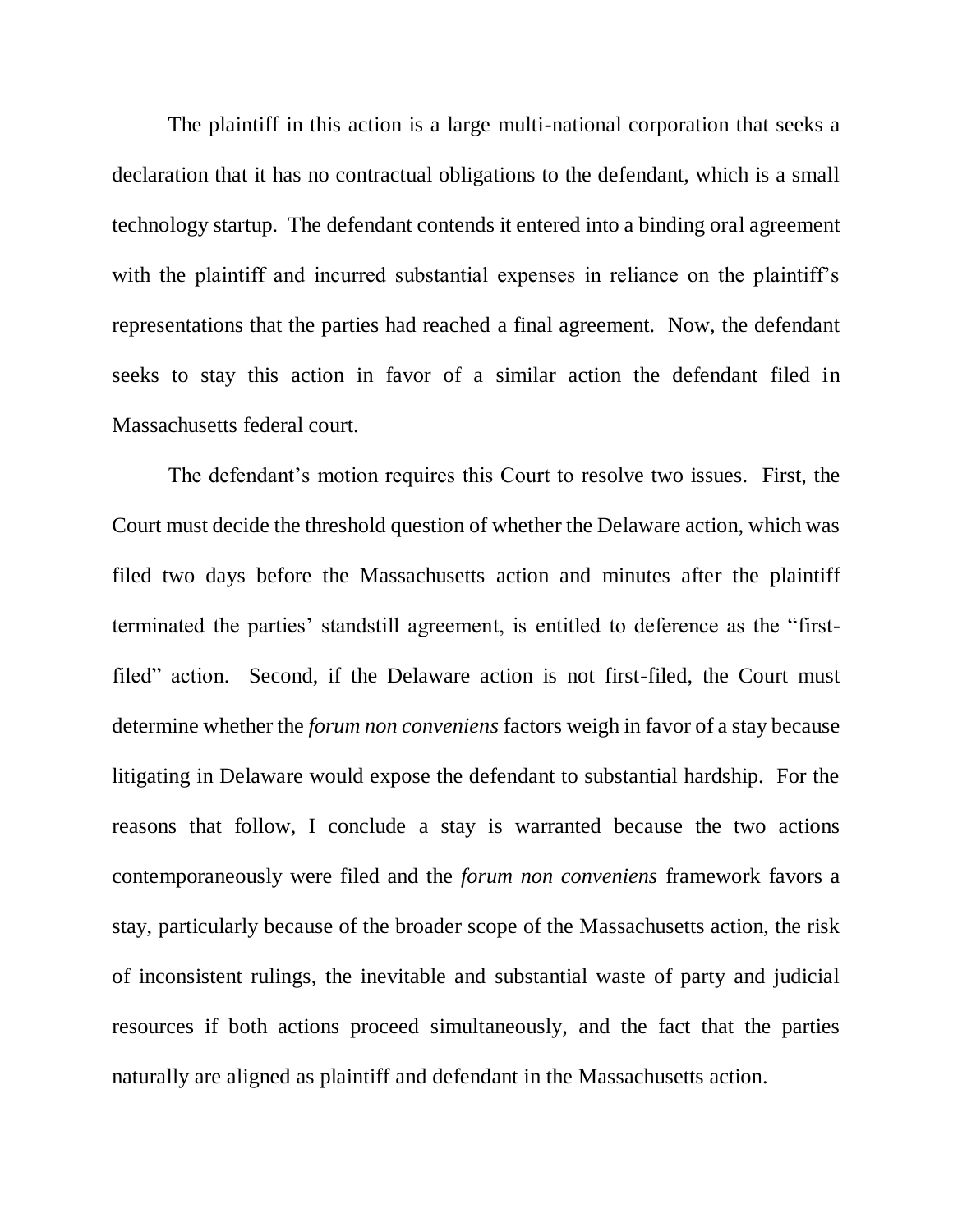The plaintiff in this action is a large multi-national corporation that seeks a declaration that it has no contractual obligations to the defendant, which is a small technology startup. The defendant contends it entered into a binding oral agreement with the plaintiff and incurred substantial expenses in reliance on the plaintiff's representations that the parties had reached a final agreement. Now, the defendant seeks to stay this action in favor of a similar action the defendant filed in Massachusetts federal court.

The defendant's motion requires this Court to resolve two issues. First, the Court must decide the threshold question of whether the Delaware action, which was filed two days before the Massachusetts action and minutes after the plaintiff terminated the parties' standstill agreement, is entitled to deference as the "first-filed" action. Second, if the Delaware action is not first-filed, the Court must determine whether the *forum non conveniens* factors weigh in favor of a stay because litigating in Delaware would expose the defendant to substantial hardship. For the reasons that follow, I conclude a stay is warranted because the two actions contemporaneously were filed and the *forum non conveniens* framework favors a stay, particularly because of the broader scope of the Massachusetts action, the risk of inconsistent rulings, the inevitable and substantial waste of party and judicial resources if both actions proceed simultaneously, and the fact that the parties naturally are aligned as plaintiff and defendant in the Massachusetts action.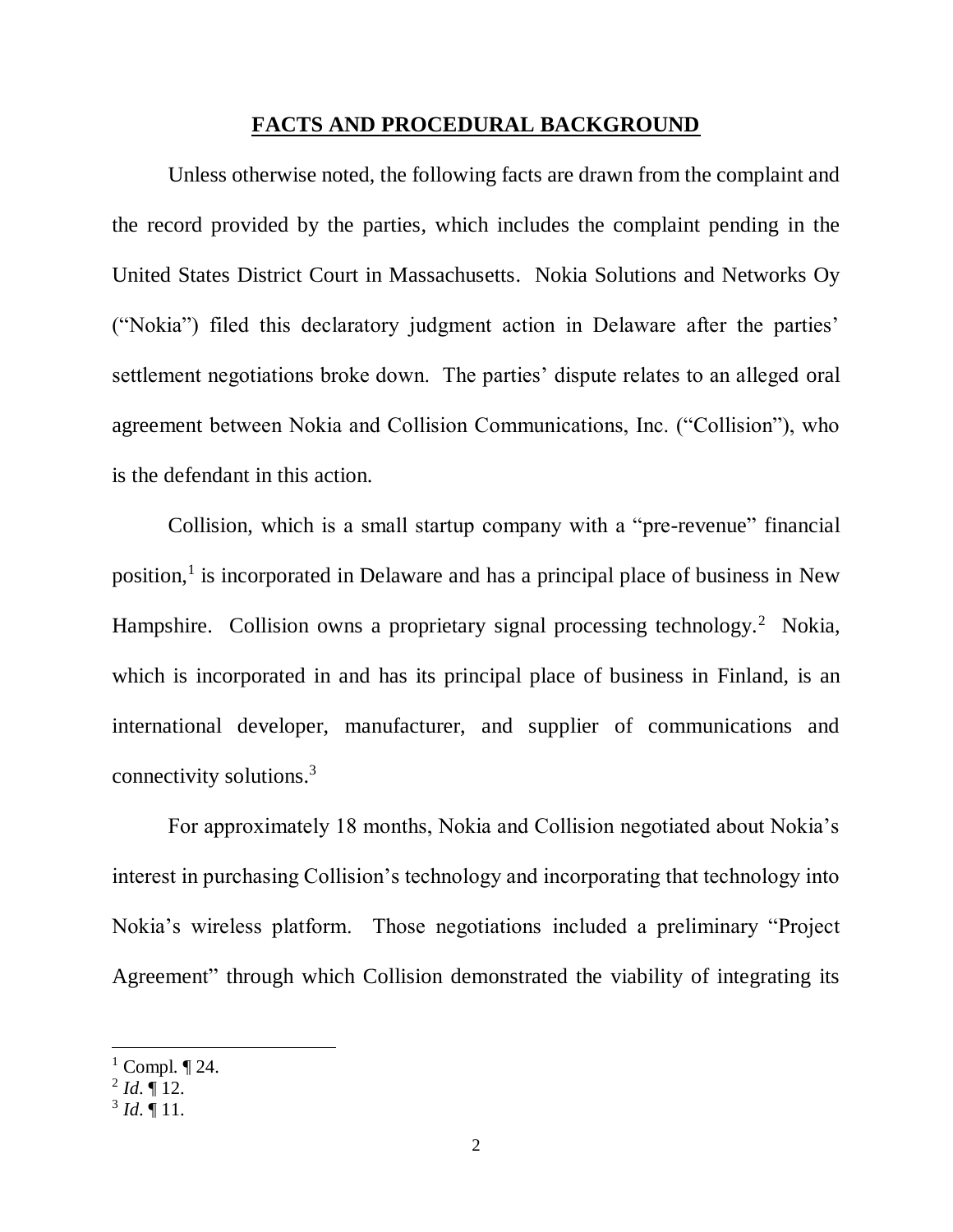## **FACTS AND PROCEDURAL BACKGROUND**

Unless otherwise noted, the following facts are drawn from the complaint and the record provided by the parties, which includes the complaint pending in the United States District Court in Massachusetts. Nokia Solutions and Networks Oy ("Nokia") filed this declaratory judgment action in Delaware after the parties' settlement negotiations broke down. The parties' dispute relates to an alleged oral agreement between Nokia and Collision Communications, Inc. ("Collision"), who is the defendant in this action.

Collision, which is a small startup company with a "pre-revenue" financial position,[1] is incorporated in Delaware and has a principal place of business in New Hampshire. Collision owns a proprietary signal processing technology.[2] Nokia, which is incorporated in and has its principal place of business in Finland, is an international developer, manufacturer, and supplier of communications and connectivity solutions.[3]

For approximately 18 months, Nokia and Collision negotiated about Nokia's interest in purchasing Collision's technology and incorporating that technology into Nokia's wireless platform. Those negotiations included a preliminary "Project Agreement" through which Collision demonstrated the viability of integrating its

---

[1] Compl. ¶ 24.

[2] *Id.* ¶ 12.

[3] *Id.* ¶ 11.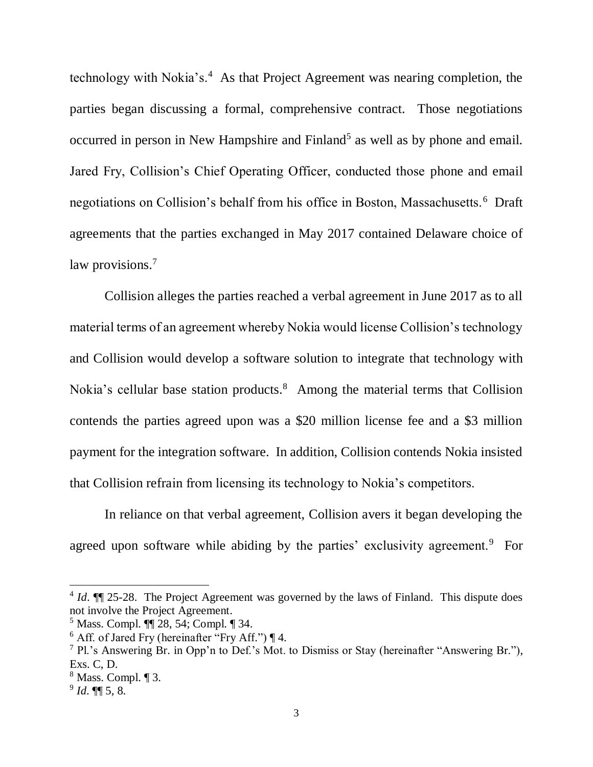technology with Nokia's.[4] As that Project Agreement was nearing completion, the parties began discussing a formal, comprehensive contract. Those negotiations occurred in person in New Hampshire and Finland[5] as well as by phone and email. Jared Fry, Collision's Chief Operating Officer, conducted those phone and email negotiations on Collision's behalf from his office in Boston, Massachusetts.[6] Draft agreements that the parties exchanged in May 2017 contained Delaware choice of law provisions.[7]

Collision alleges the parties reached a verbal agreement in June 2017 as to all material terms of an agreement whereby Nokia would license Collision's technology and Collision would develop a software solution to integrate that technology with Nokia's cellular base station products.[8] Among the material terms that Collision contends the parties agreed upon was a $20 million license fee and a $3 million payment for the integration software. In addition, Collision contends Nokia insisted that Collision refrain from licensing its technology to Nokia's competitors.

In reliance on that verbal agreement, Collision avers it began developing the agreed upon software while abiding by the parties' exclusivity agreement.[9] For

---

[4] *Id.* ¶¶ 25-28. The Project Agreement was governed by the laws of Finland. This dispute does not involve the Project Agreement.

[5] Mass. Compl. ¶¶ 28, 54; Compl. ¶ 34.

[6] Aff. of Jared Fry (hereinafter "Fry Aff.") ¶ 4.

[7] Pl.'s Answering Br. in Opp'n to Def.'s Mot. to Dismiss or Stay (hereinafter "Answering Br."), Exs. C, D.

[8] Mass. Compl. ¶ 3.

[9] *Id.* ¶¶ 5, 8.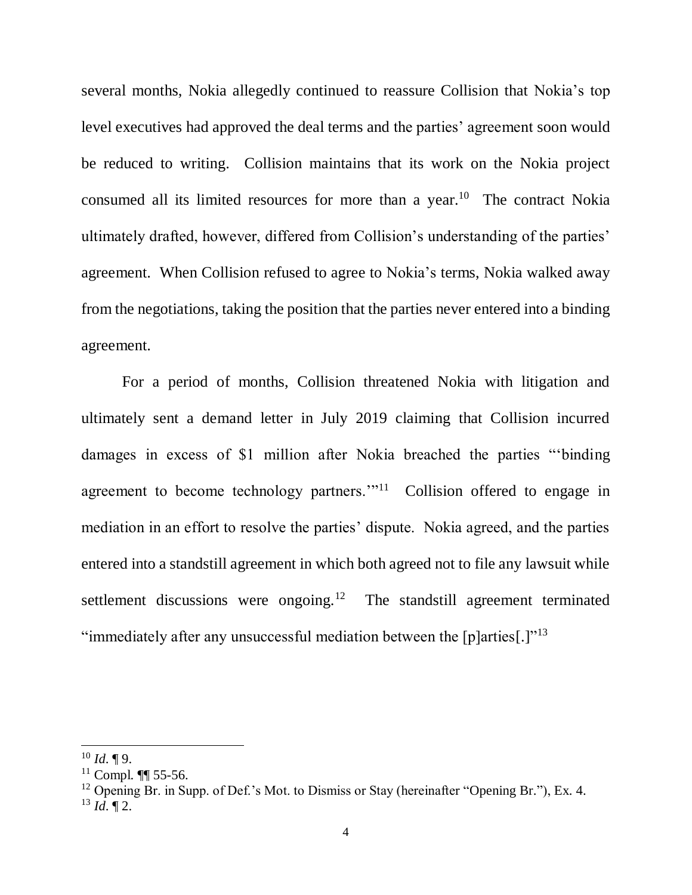several months, Nokia allegedly continued to reassure Collision that Nokia's top level executives had approved the deal terms and the parties' agreement soon would be reduced to writing. Collision maintains that its work on the Nokia project consumed all its limited resources for more than a year.[10] The contract Nokia ultimately drafted, however, differed from Collision's understanding of the parties' agreement. When Collision refused to agree to Nokia's terms, Nokia walked away from the negotiations, taking the position that the parties never entered into a binding agreement.

For a period of months, Collision threatened Nokia with litigation and ultimately sent a demand letter in July 2019 claiming that Collision incurred damages in excess of $1 million after Nokia breached the parties "'binding agreement to become technology partners.'"[11] Collision offered to engage in mediation in an effort to resolve the parties' dispute. Nokia agreed, and the parties entered into a standstill agreement in which both agreed not to file any lawsuit while settlement discussions were ongoing.[12] The standstill agreement terminated "immediately after any unsuccessful mediation between the [p]arties[.]"[13]

---

[10] *Id.* ¶ 9.

[11] Compl. ¶¶ 55-56.

[12] Opening Br. in Supp. of Def.'s Mot. to Dismiss or Stay (hereinafter "Opening Br."), Ex. 4.

[13] *Id.* ¶ 2.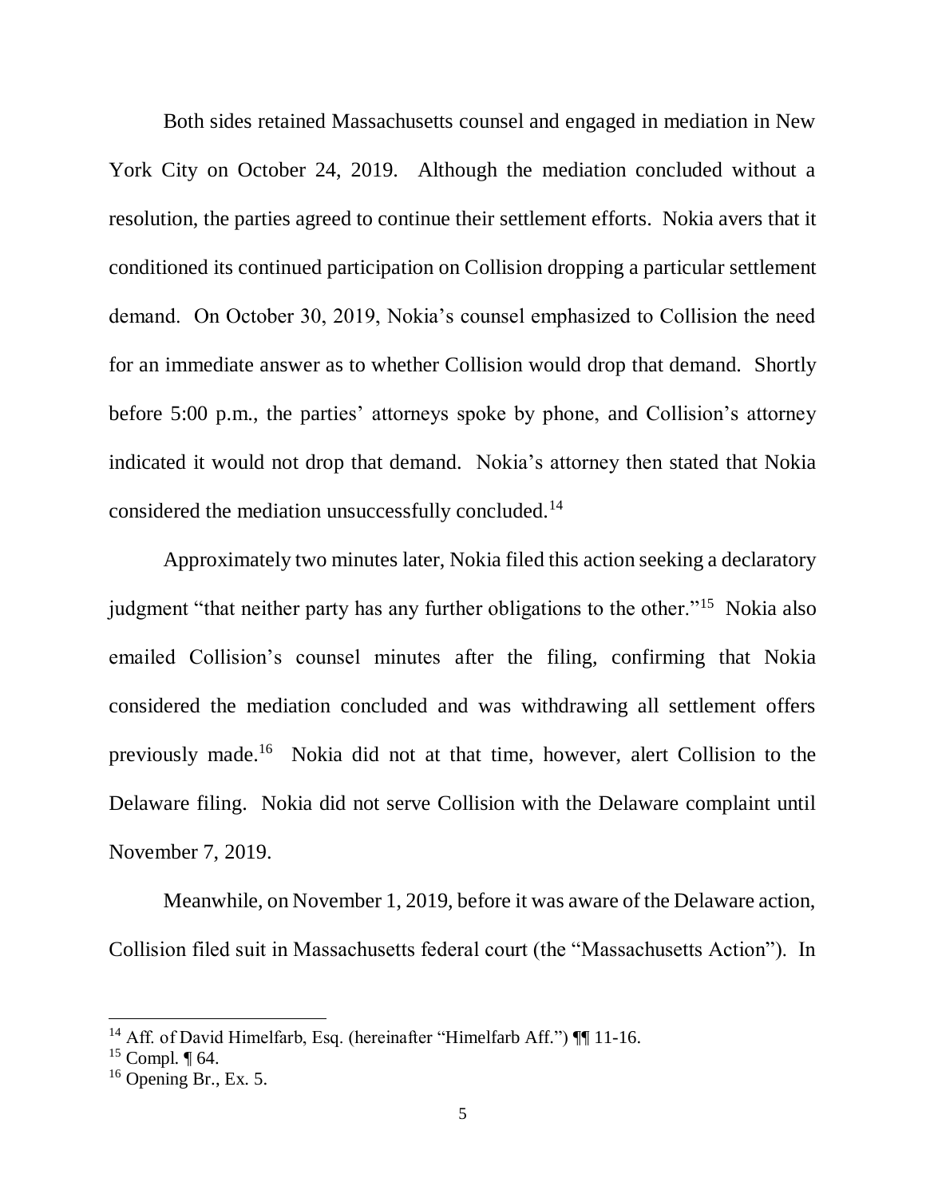Both sides retained Massachusetts counsel and engaged in mediation in New York City on October 24, 2019. Although the mediation concluded without a resolution, the parties agreed to continue their settlement efforts. Nokia avers that it conditioned its continued participation on Collision dropping a particular settlement demand. On October 30, 2019, Nokia's counsel emphasized to Collision the need for an immediate answer as to whether Collision would drop that demand. Shortly before 5:00 p.m., the parties' attorneys spoke by phone, and Collision's attorney indicated it would not drop that demand. Nokia's attorney then stated that Nokia considered the mediation unsuccessfully concluded.[14]

Approximately two minutes later, Nokia filed this action seeking a declaratory judgment "that neither party has any further obligations to the other."[15] Nokia also emailed Collision's counsel minutes after the filing, confirming that Nokia considered the mediation concluded and was withdrawing all settlement offers previously made.[16] Nokia did not at that time, however, alert Collision to the Delaware filing. Nokia did not serve Collision with the Delaware complaint until November 7, 2019.

Meanwhile, on November 1, 2019, before it was aware of the Delaware action, Collision filed suit in Massachusetts federal court (the "Massachusetts Action"). In

---

[14] Aff. of David Himelfarb, Esq. (hereinafter "Himelfarb Aff.") ¶¶ 11-16.

[15] Compl. ¶ 64.

[16] Opening Br., Ex. 5.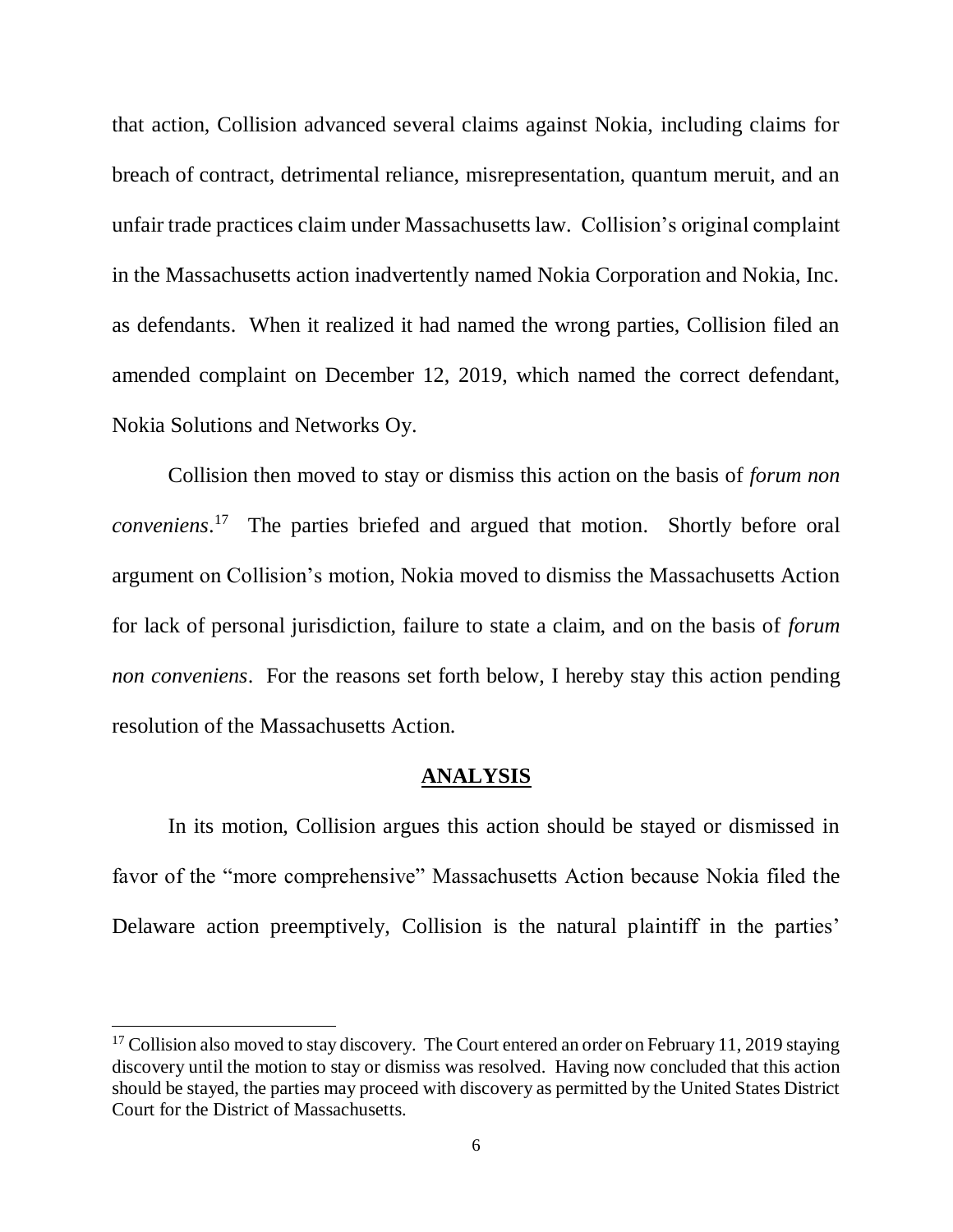that action, Collision advanced several claims against Nokia, including claims for breach of contract, detrimental reliance, misrepresentation, quantum meruit, and an unfair trade practices claim under Massachusetts law. Collision's original complaint in the Massachusetts action inadvertently named Nokia Corporation and Nokia, Inc. as defendants. When it realized it had named the wrong parties, Collision filed an amended complaint on December 12, 2019, which named the correct defendant, Nokia Solutions and Networks Oy.

Collision then moved to stay or dismiss this action on the basis of *forum non conveniens*.[17] The parties briefed and argued that motion. Shortly before oral argument on Collision's motion, Nokia moved to dismiss the Massachusetts Action for lack of personal jurisdiction, failure to state a claim, and on the basis of *forum non conveniens*. For the reasons set forth below, I hereby stay this action pending resolution of the Massachusetts Action.

## ANALYSIS

In its motion, Collision argues this action should be stayed or dismissed in favor of the "more comprehensive" Massachusetts Action because Nokia filed the Delaware action preemptively, Collision is the natural plaintiff in the parties'

[17] Collision also moved to stay discovery. The Court entered an order on February 11, 2019 staying discovery until the motion to stay or dismiss was resolved. Having now concluded that this action should be stayed, the parties may proceed with discovery as permitted by the United States District Court for the District of Massachusetts.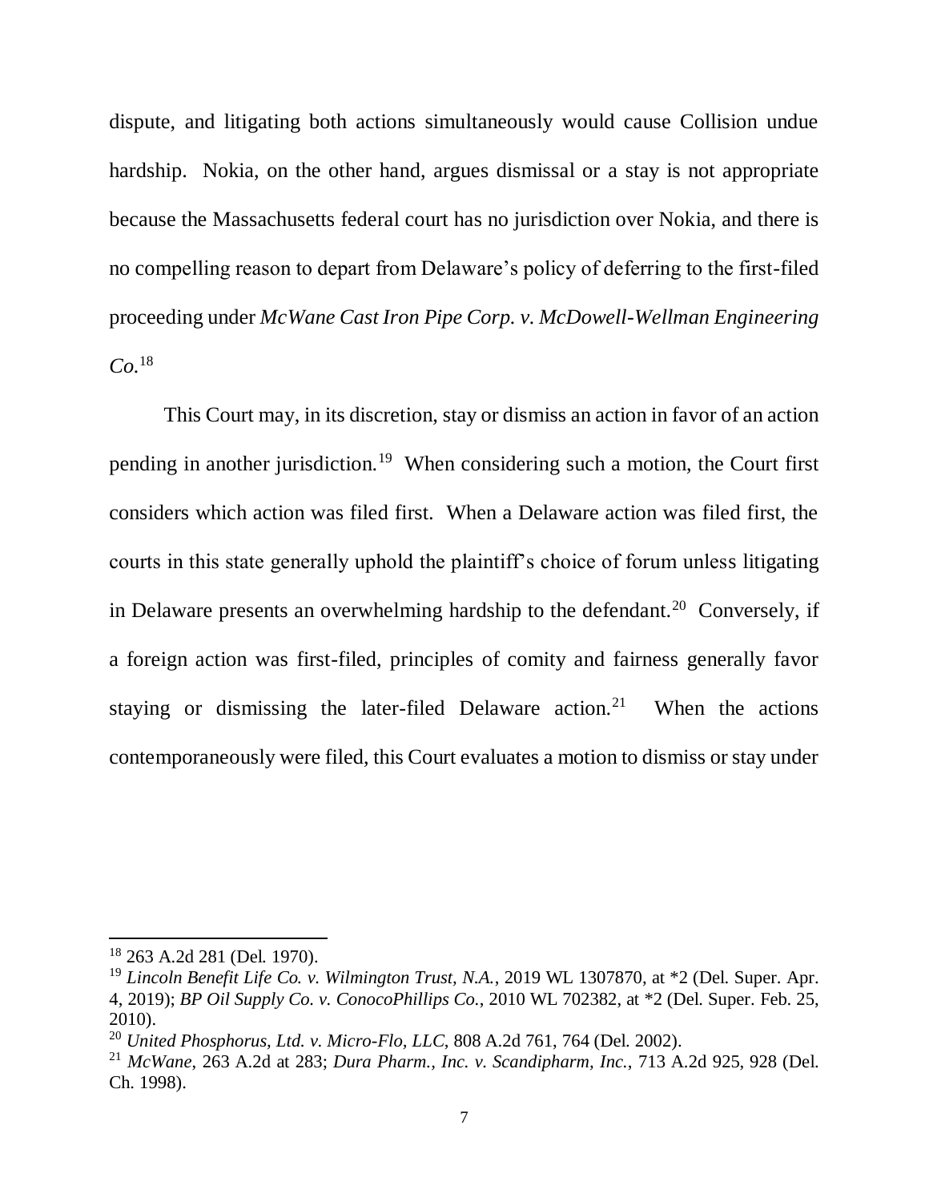dispute, and litigating both actions simultaneously would cause Collision undue hardship. Nokia, on the other hand, argues dismissal or a stay is not appropriate because the Massachusetts federal court has no jurisdiction over Nokia, and there is no compelling reason to depart from Delaware's policy of deferring to the first-filed proceeding under *McWane Cast Iron Pipe Corp. v. McDowell-Wellman Engineering Co.*[18]

This Court may, in its discretion, stay or dismiss an action in favor of an action pending in another jurisdiction.[19] When considering such a motion, the Court first considers which action was filed first. When a Delaware action was filed first, the courts in this state generally uphold the plaintiff's choice of forum unless litigating in Delaware presents an overwhelming hardship to the defendant.[20] Conversely, if a foreign action was first-filed, principles of comity and fairness generally favor staying or dismissing the later-filed Delaware action.[21] When the actions contemporaneously were filed, this Court evaluates a motion to dismiss or stay under

---

[18] 263 A.2d 281 (Del. 1970).

[19] *Lincoln Benefit Life Co. v. Wilmington Trust, N.A.*, 2019 WL 1307870, at *2 (Del. Super. Apr. 4, 2019); *BP Oil Supply Co. v. ConocoPhillips Co.*, 2010 WL 702382, at *2 (Del. Super. Feb. 25, 2010).

[20] *United Phosphorus, Ltd. v. Micro-Flo, LLC*, 808 A.2d 761, 764 (Del. 2002).

[21] *McWane*, 263 A.2d at 283; *Dura Pharm., Inc. v. Scandipharm, Inc.*, 713 A.2d 925, 928 (Del. Ch. 1998).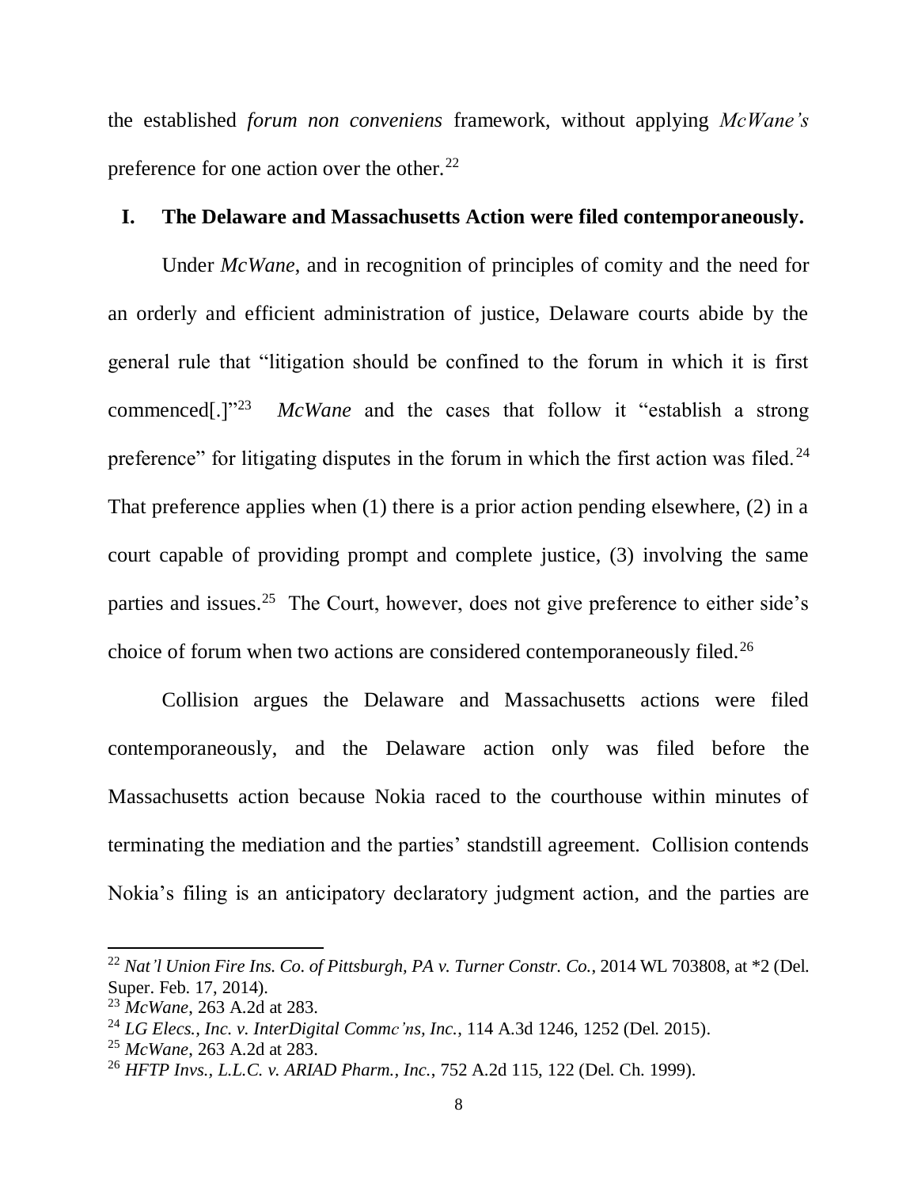the established *forum non conveniens* framework, without applying *McWane's* preference for one action over the other.[22]

## I. The Delaware and Massachusetts Action were filed contemporaneously.

Under *McWane*, and in recognition of principles of comity and the need for an orderly and efficient administration of justice, Delaware courts abide by the general rule that "litigation should be confined to the forum in which it is first commenced[.]"[23] *McWane* and the cases that follow it "establish a strong preference" for litigating disputes in the forum in which the first action was filed.[24] That preference applies when (1) there is a prior action pending elsewhere, (2) in a court capable of providing prompt and complete justice, (3) involving the same parties and issues.[25] The Court, however, does not give preference to either side's choice of forum when two actions are considered contemporaneously filed.[26]

Collision argues the Delaware and Massachusetts actions were filed contemporaneously, and the Delaware action only was filed before the Massachusetts action because Nokia raced to the courthouse within minutes of terminating the mediation and the parties' standstill agreement. Collision contends Nokia's filing is an anticipatory declaratory judgment action, and the parties are

---

[22] *Nat'l Union Fire Ins. Co. of Pittsburgh, PA v. Turner Constr. Co.*, 2014 WL 703808, at *2 (Del. Super. Feb. 17, 2014).

[23] *McWane*, 263 A.2d at 283.

[24] *LG Elecs., Inc. v. InterDigital Commc'ns, Inc.*, 114 A.3d 1246, 1252 (Del. 2015).

[25] *McWane*, 263 A.2d at 283.

[26] *HFTP Invs., L.L.C. v. ARIAD Pharm., Inc.*, 752 A.2d 115, 122 (Del. Ch. 1999).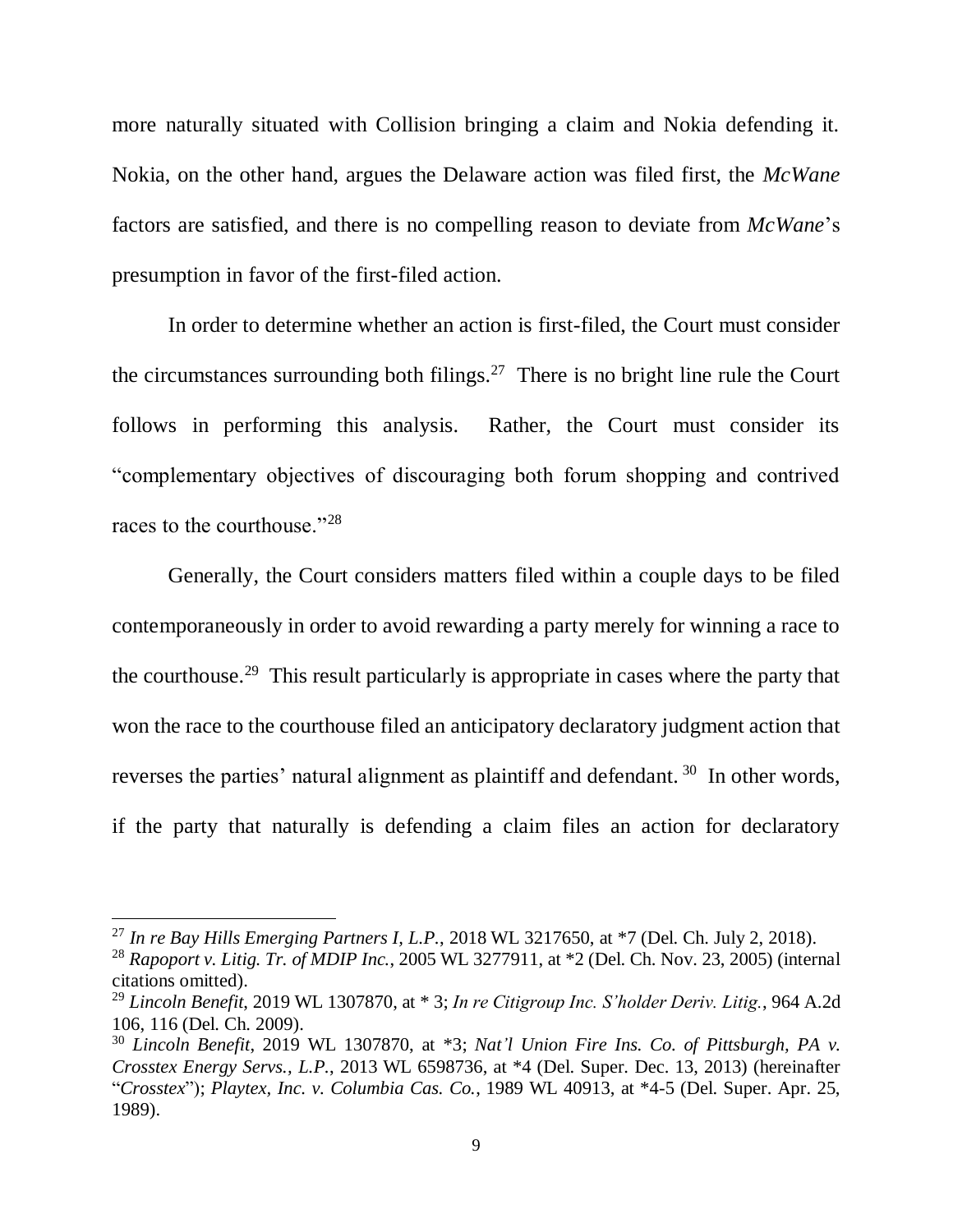more naturally situated with Collision bringing a claim and Nokia defending it. Nokia, on the other hand, argues the Delaware action was filed first, the *McWane* factors are satisfied, and there is no compelling reason to deviate from *McWane*'s presumption in favor of the first-filed action.

In order to determine whether an action is first-filed, the Court must consider the circumstances surrounding both filings.[27] There is no bright line rule the Court follows in performing this analysis. Rather, the Court must consider its "complementary objectives of discouraging both forum shopping and contrived races to the courthouse."[28]

Generally, the Court considers matters filed within a couple days to be filed contemporaneously in order to avoid rewarding a party merely for winning a race to the courthouse.[29] This result particularly is appropriate in cases where the party that won the race to the courthouse filed an anticipatory declaratory judgment action that reverses the parties' natural alignment as plaintiff and defendant.[30] In other words, if the party that naturally is defending a claim files an action for declaratory

---

[27] *In re Bay Hills Emerging Partners I, L.P.*, 2018 WL 3217650, at *7 (Del. Ch. July 2, 2018).

[28] *Rapoport v. Litig. Tr. of MDIP Inc.*, 2005 WL 3277911, at *2 (Del. Ch. Nov. 23, 2005) (internal citations omitted).

[29] *Lincoln Benefit*, 2019 WL 1307870, at * 3; *In re Citigroup Inc. S'holder Deriv. Litig.*, 964 A.2d 106, 116 (Del. Ch. 2009).

[30] *Lincoln Benefit*, 2019 WL 1307870, at *3; *Nat'l Union Fire Ins. Co. of Pittsburgh, PA v. Crosstex Energy Servs., L.P.*, 2013 WL 6598736, at *4 (Del. Super. Dec. 13, 2013) (hereinafter "*Crosstex*"); *Playtex, Inc. v. Columbia Cas. Co.*, 1989 WL 40913, at *4-5 (Del. Super. Apr. 25, 1989).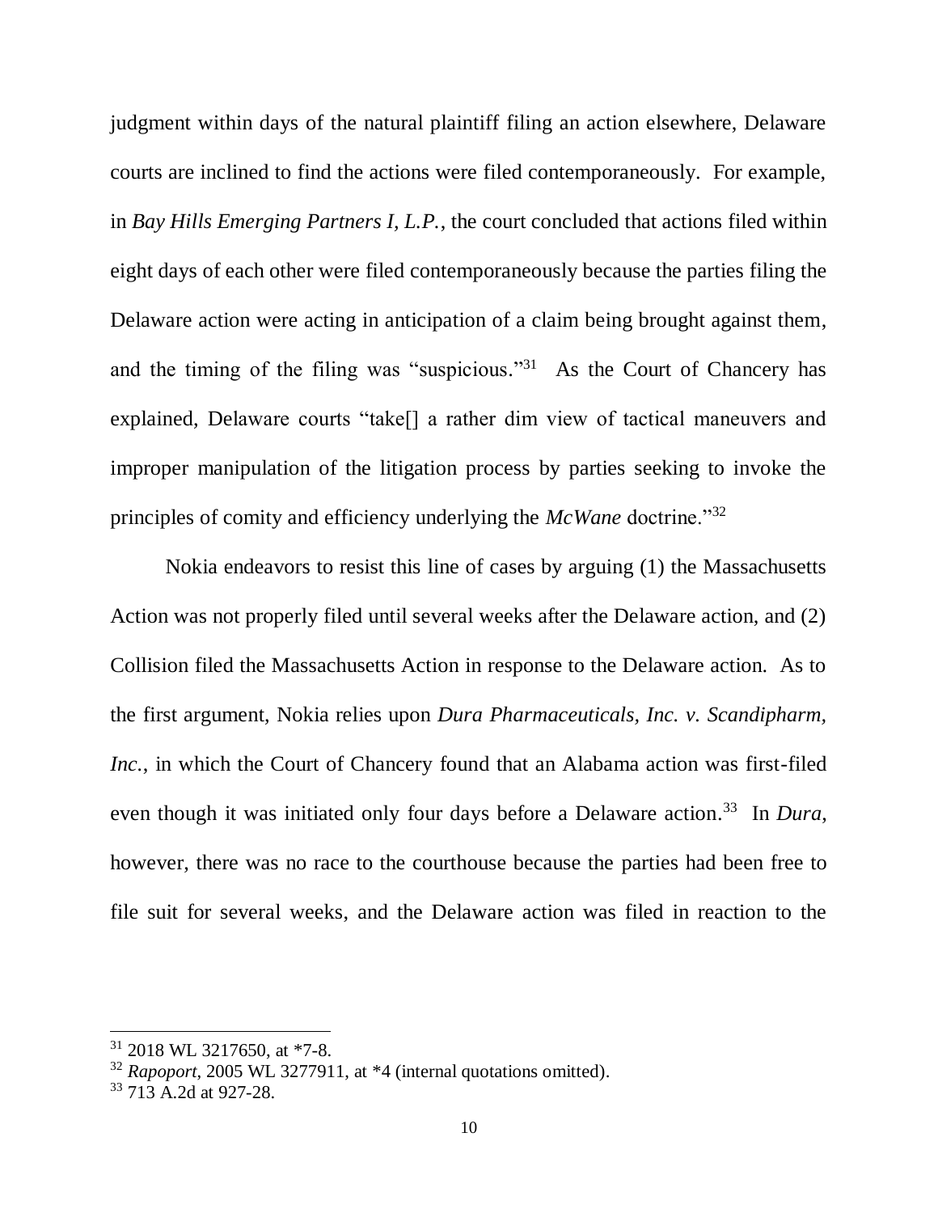judgment within days of the natural plaintiff filing an action elsewhere, Delaware courts are inclined to find the actions were filed contemporaneously. For example, in *Bay Hills Emerging Partners I, L.P.*, the court concluded that actions filed within eight days of each other were filed contemporaneously because the parties filing the Delaware action were acting in anticipation of a claim being brought against them, and the timing of the filing was "suspicious."[31] As the Court of Chancery has explained, Delaware courts "take[] a rather dim view of tactical maneuvers and improper manipulation of the litigation process by parties seeking to invoke the principles of comity and efficiency underlying the *McWane* doctrine."[32]

Nokia endeavors to resist this line of cases by arguing (1) the Massachusetts Action was not properly filed until several weeks after the Delaware action, and (2) Collision filed the Massachusetts Action in response to the Delaware action. As to the first argument, Nokia relies upon *Dura Pharmaceuticals, Inc. v. Scandipharm, Inc.*, in which the Court of Chancery found that an Alabama action was first-filed even though it was initiated only four days before a Delaware action.[33] In *Dura*, however, there was no race to the courthouse because the parties had been free to file suit for several weeks, and the Delaware action was filed in reaction to the

---

[31] 2018 WL 3217650, at *7-8.

[32] *Rapoport*, 2005 WL 3277911, at *4 (internal quotations omitted).

[33] 713 A.2d at 927-28.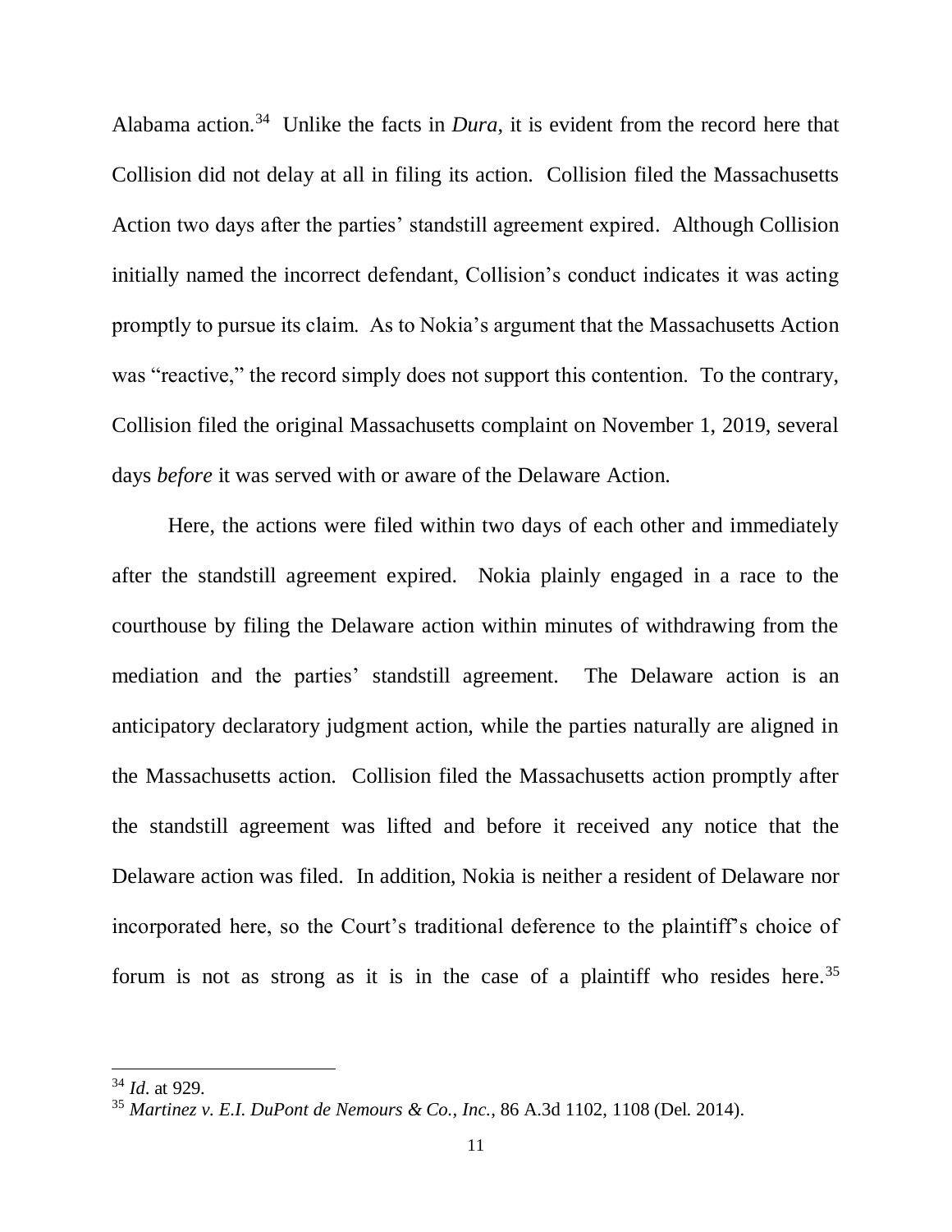Alabama action.[34] Unlike the facts in *Dura*, it is evident from the record here that Collision did not delay at all in filing its action. Collision filed the Massachusetts Action two days after the parties' standstill agreement expired. Although Collision initially named the incorrect defendant, Collision's conduct indicates it was acting promptly to pursue its claim. As to Nokia's argument that the Massachusetts Action was "reactive," the record simply does not support this contention. To the contrary, Collision filed the original Massachusetts complaint on November 1, 2019, several days *before* it was served with or aware of the Delaware Action.

Here, the actions were filed within two days of each other and immediately after the standstill agreement expired. Nokia plainly engaged in a race to the courthouse by filing the Delaware action within minutes of withdrawing from the mediation and the parties' standstill agreement. The Delaware action is an anticipatory declaratory judgment action, while the parties naturally are aligned in the Massachusetts action. Collision filed the Massachusetts action promptly after the standstill agreement was lifted and before it received any notice that the Delaware action was filed. In addition, Nokia is neither a resident of Delaware nor incorporated here, so the Court's traditional deference to the plaintiff's choice of forum is not as strong as it is in the case of a plaintiff who resides here.[35]

---

[34] *Id*. at 929.

[35] *Martinez v. E.I. DuPont de Nemours & Co., Inc.*, 86 A.3d 1102, 1108 (Del. 2014).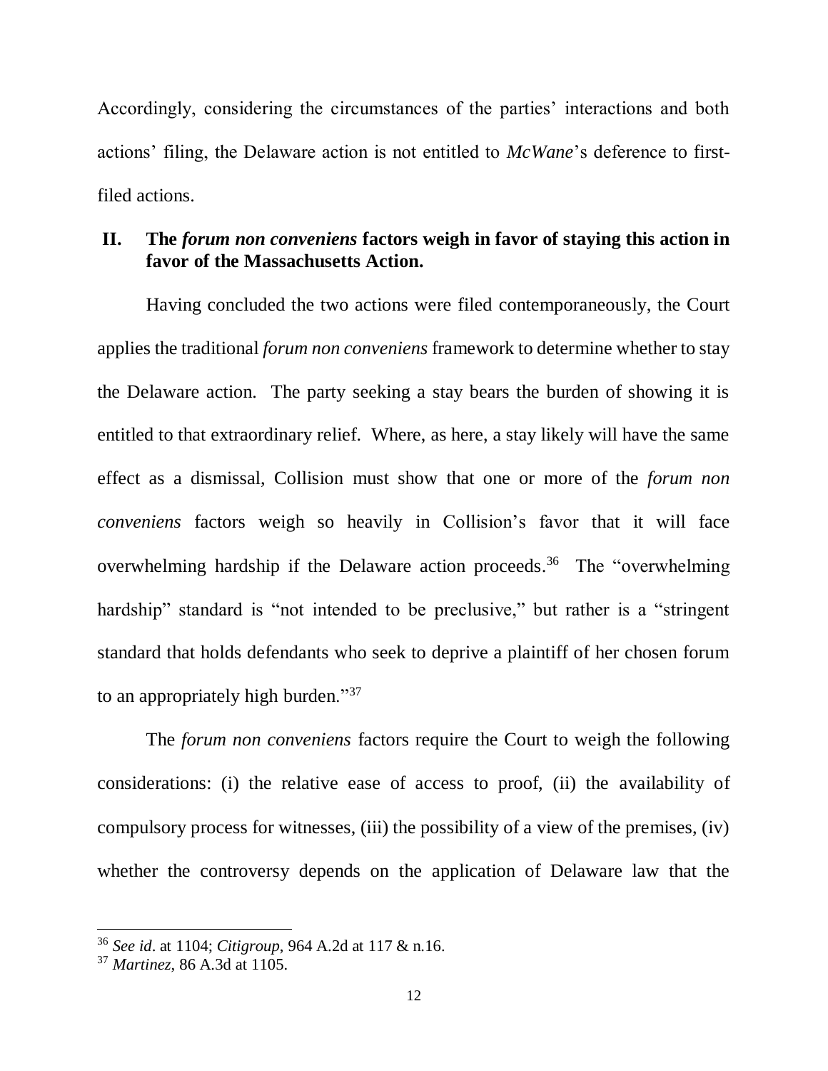Accordingly, considering the circumstances of the parties' interactions and both actions' filing, the Delaware action is not entitled to *McWane*'s deference to first-filed actions.

## II. The *forum non conveniens* factors weigh in favor of staying this action in favor of the Massachusetts Action.

Having concluded the two actions were filed contemporaneously, the Court applies the traditional *forum non conveniens* framework to determine whether to stay the Delaware action. The party seeking a stay bears the burden of showing it is entitled to that extraordinary relief. Where, as here, a stay likely will have the same effect as a dismissal, Collision must show that one or more of the *forum non conveniens* factors weigh so heavily in Collision's favor that it will face overwhelming hardship if the Delaware action proceeds.[36] The "overwhelming hardship" standard is "not intended to be preclusive," but rather is a "stringent standard that holds defendants who seek to deprive a plaintiff of her chosen forum to an appropriately high burden."[37]

The *forum non conveniens* factors require the Court to weigh the following considerations: (i) the relative ease of access to proof, (ii) the availability of compulsory process for witnesses, (iii) the possibility of a view of the premises, (iv) whether the controversy depends on the application of Delaware law that the

---

[36] *See id*. at 1104; *Citigroup*, 964 A.2d at 117 & n.16.

[37] *Martinez*, 86 A.3d at 1105.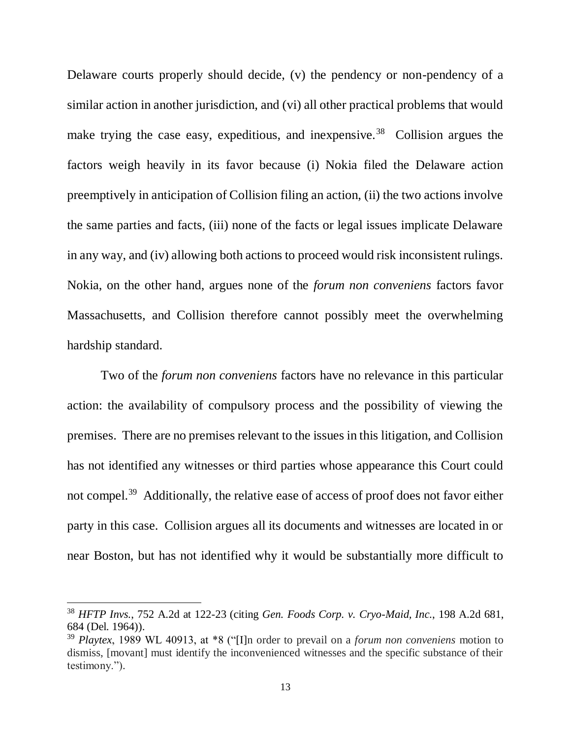Delaware courts properly should decide, (v) the pendency or non-pendency of a similar action in another jurisdiction, and (vi) all other practical problems that would make trying the case easy, expeditious, and inexpensive.[38] Collision argues the factors weigh heavily in its favor because (i) Nokia filed the Delaware action preemptively in anticipation of Collision filing an action, (ii) the two actions involve the same parties and facts, (iii) none of the facts or legal issues implicate Delaware in any way, and (iv) allowing both actions to proceed would risk inconsistent rulings. Nokia, on the other hand, argues none of the *forum non conveniens* factors favor Massachusetts, and Collision therefore cannot possibly meet the overwhelming hardship standard.

Two of the *forum non conveniens* factors have no relevance in this particular action: the availability of compulsory process and the possibility of viewing the premises. There are no premises relevant to the issues in this litigation, and Collision has not identified any witnesses or third parties whose appearance this Court could not compel.[39] Additionally, the relative ease of access of proof does not favor either party in this case. Collision argues all its documents and witnesses are located in or near Boston, but has not identified why it would be substantially more difficult to

---

[38] *HFTP Invs.*, 752 A.2d at 122-23 (citing *Gen. Foods Corp. v. Cryo-Maid, Inc.*, 198 A.2d 681, 684 (Del. 1964)).

[39] *Playtex*, 1989 WL 40913, at *8 ("[I]n order to prevail on a *forum non conveniens* motion to dismiss, [movant] must identify the inconvenienced witnesses and the specific substance of their testimony.").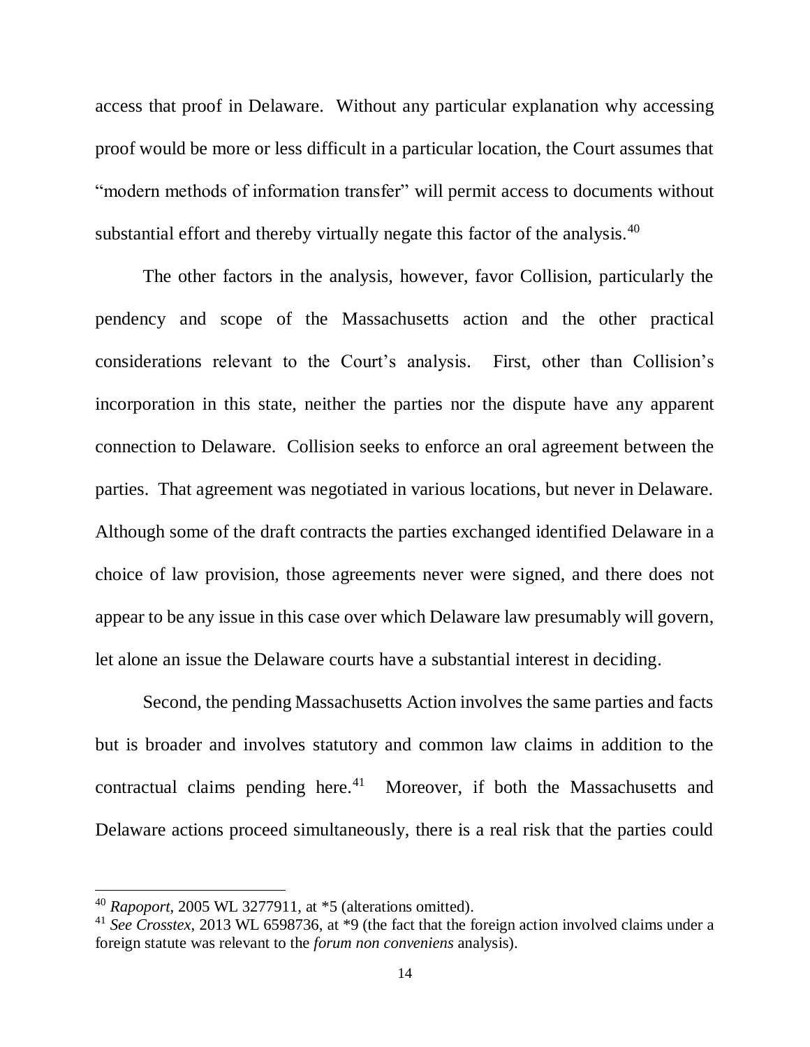access that proof in Delaware. Without any particular explanation why accessing proof would be more or less difficult in a particular location, the Court assumes that "modern methods of information transfer" will permit access to documents without substantial effort and thereby virtually negate this factor of the analysis.[40]

The other factors in the analysis, however, favor Collision, particularly the pendency and scope of the Massachusetts action and the other practical considerations relevant to the Court's analysis. First, other than Collision's incorporation in this state, neither the parties nor the dispute have any apparent connection to Delaware. Collision seeks to enforce an oral agreement between the parties. That agreement was negotiated in various locations, but never in Delaware. Although some of the draft contracts the parties exchanged identified Delaware in a choice of law provision, those agreements never were signed, and there does not appear to be any issue in this case over which Delaware law presumably will govern, let alone an issue the Delaware courts have a substantial interest in deciding.

Second, the pending Massachusetts Action involves the same parties and facts but is broader and involves statutory and common law claims in addition to the contractual claims pending here.[41] Moreover, if both the Massachusetts and Delaware actions proceed simultaneously, there is a real risk that the parties could

---

[40] *Rapoport*, 2005 WL 3277911, at *5 (alterations omitted).

[41] *See Crosstex*, 2013 WL 6598736, at *9 (the fact that the foreign action involved claims under a foreign statute was relevant to the *forum non conveniens* analysis).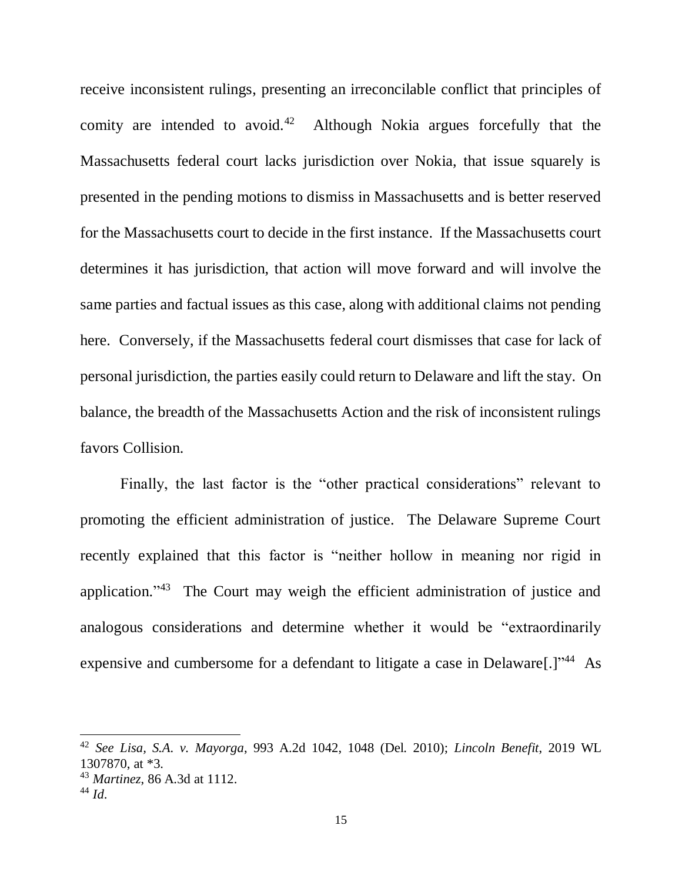receive inconsistent rulings, presenting an irreconcilable conflict that principles of comity are intended to avoid.[42] Although Nokia argues forcefully that the Massachusetts federal court lacks jurisdiction over Nokia, that issue squarely is presented in the pending motions to dismiss in Massachusetts and is better reserved for the Massachusetts court to decide in the first instance. If the Massachusetts court determines it has jurisdiction, that action will move forward and will involve the same parties and factual issues as this case, along with additional claims not pending here. Conversely, if the Massachusetts federal court dismisses that case for lack of personal jurisdiction, the parties easily could return to Delaware and lift the stay. On balance, the breadth of the Massachusetts Action and the risk of inconsistent rulings favors Collision.

Finally, the last factor is the "other practical considerations" relevant to promoting the efficient administration of justice. The Delaware Supreme Court recently explained that this factor is "neither hollow in meaning nor rigid in application."[43] The Court may weigh the efficient administration of justice and analogous considerations and determine whether it would be "extraordinarily expensive and cumbersome for a defendant to litigate a case in Delaware[.]"[44] As

---

[42] *See Lisa, S.A. v. Mayorga*, 993 A.2d 1042, 1048 (Del. 2010); *Lincoln Benefit*, 2019 WL 1307870, at *3.

[43] *Martinez*, 86 A.3d at 1112.

[44] *Id*.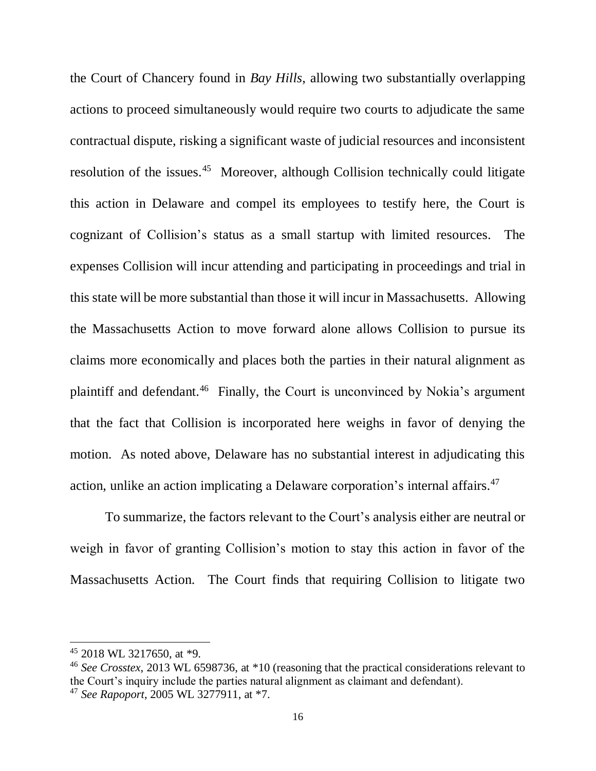the Court of Chancery found in *Bay Hills*, allowing two substantially overlapping actions to proceed simultaneously would require two courts to adjudicate the same contractual dispute, risking a significant waste of judicial resources and inconsistent resolution of the issues.[45] Moreover, although Collision technically could litigate this action in Delaware and compel its employees to testify here, the Court is cognizant of Collision's status as a small startup with limited resources. The expenses Collision will incur attending and participating in proceedings and trial in this state will be more substantial than those it will incur in Massachusetts. Allowing the Massachusetts Action to move forward alone allows Collision to pursue its claims more economically and places both the parties in their natural alignment as plaintiff and defendant.[46] Finally, the Court is unconvinced by Nokia's argument that the fact that Collision is incorporated here weighs in favor of denying the motion. As noted above, Delaware has no substantial interest in adjudicating this action, unlike an action implicating a Delaware corporation's internal affairs.[47]

To summarize, the factors relevant to the Court's analysis either are neutral or weigh in favor of granting Collision's motion to stay this action in favor of the Massachusetts Action. The Court finds that requiring Collision to litigate two

---

[45] 2018 WL 3217650, at *9.

[46] *See Crosstex*, 2013 WL 6598736, at *10 (reasoning that the practical considerations relevant to the Court's inquiry include the parties natural alignment as claimant and defendant).

[47] *See Rapoport*, 2005 WL 3277911, at *7.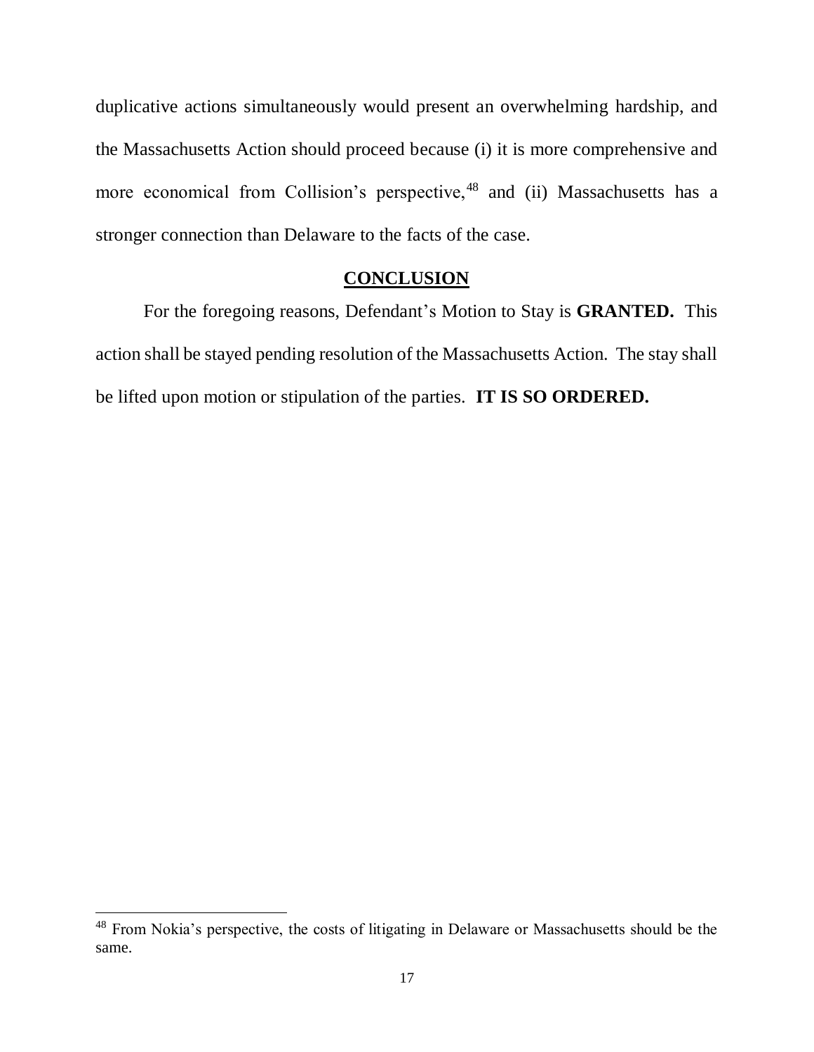duplicative actions simultaneously would present an overwhelming hardship, and the Massachusetts Action should proceed because (i) it is more comprehensive and more economical from Collision's perspective,[48] and (ii) Massachusetts has a stronger connection than Delaware to the facts of the case.

## CONCLUSION

For the foregoing reasons, Defendant's Motion to Stay is **GRANTED.** This action shall be stayed pending resolution of the Massachusetts Action. The stay shall be lifted upon motion or stipulation of the parties. **IT IS SO ORDERED.**

---

[48] From Nokia's perspective, the costs of litigating in Delaware or Massachusetts should be the same.